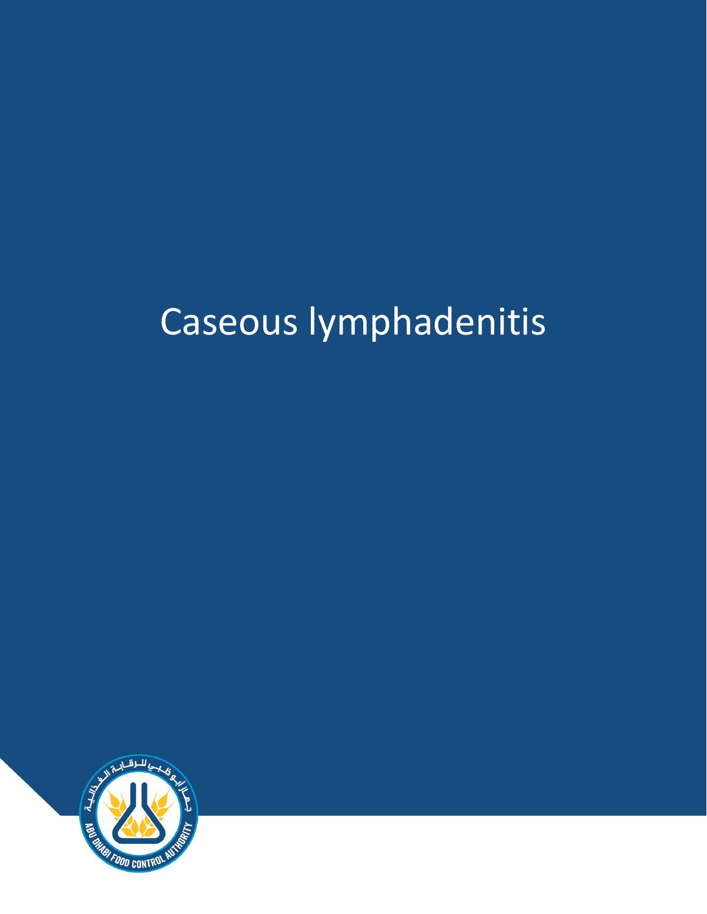# Caseous lymphadenitis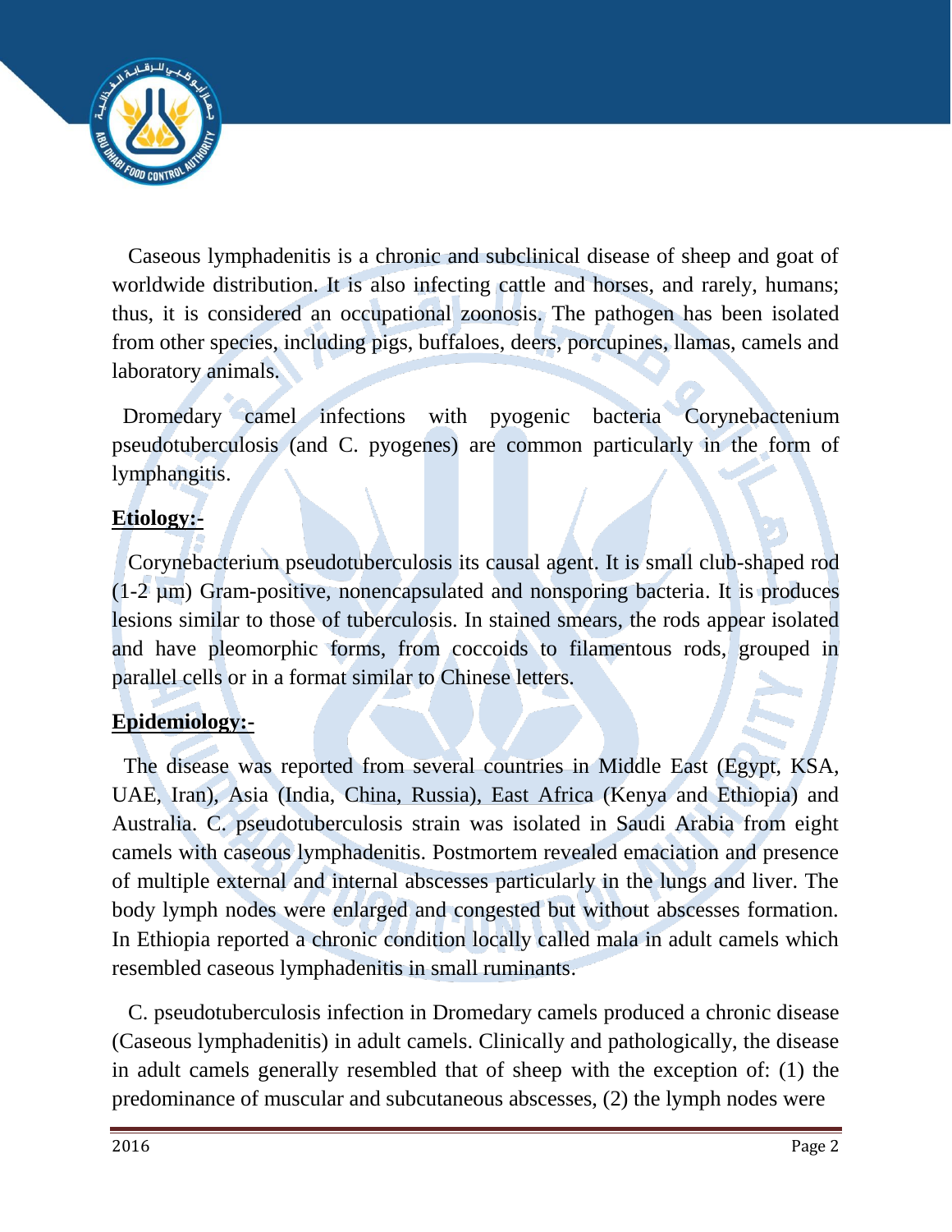Caseous lymphadenitis is a chronic and subclinical disease of sheep and goat of worldwide distribution. It is also infecting cattle and horses, and rarely, humans; thus, it is considered an occupational zoonosis. The pathogen has been isolated from other species, including pigs, buffaloes, deers, porcupines, llamas, camels and laboratory animals.

Dromedary camel infections with pyogenic bacteria Corynebactenium pseudotuberculosis (and C. pyogenes) are common particularly in the form of lymphangitis.

**Etiology:-**

Corynebacterium pseudotuberculosis its causal agent. It is small club-shaped rod (1-2 µm) Gram-positive, nonencapsulated and nonsporing bacteria. It is produces lesions similar to those of tuberculosis. In stained smears, the rods appear isolated and have pleomorphic forms, from coccoids to filamentous rods, grouped in parallel cells or in a format similar to Chinese letters.

**Epidemiology:-**

The disease was reported from several countries in Middle East (Egypt, KSA, UAE, Iran), Asia (India, China, Russia), East Africa (Kenya and Ethiopia) and Australia. C. pseudotuberculosis strain was isolated in Saudi Arabia from eight camels with caseous lymphadenitis. Postmortem revealed emaciation and presence of multiple external and internal abscesses particularly in the lungs and liver. The body lymph nodes were enlarged and congested but without abscesses formation. In Ethiopia reported a chronic condition locally called mala in adult camels which resembled caseous lymphadenitis in small ruminants.

C. pseudotuberculosis infection in Dromedary camels produced a chronic disease (Caseous lymphadenitis) in adult camels. Clinically and pathologically, the disease in adult camels generally resembled that of sheep with the exception of: (1) the predominance of muscular and subcutaneous abscesses, (2) the lymph nodes were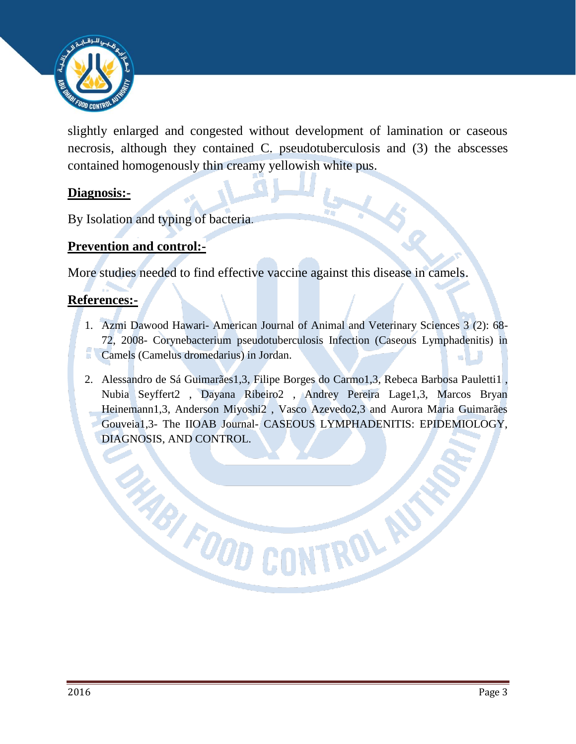slightly enlarged and congested without development of lamination or caseous necrosis, although they contained C. pseudotuberculosis and (3) the abscesses contained homogenously thin creamy yellowish white pus.

**Diagnosis:-**

By Isolation and typing of bacteria.

**Prevention and control:-**

More studies needed to find effective vaccine against this disease in camels.

**References:-**

1. Azmi Dawood Hawari- American Journal of Animal and Veterinary Sciences 3 (2): 68-72, 2008- Corynebacterium pseudotuberculosis Infection (Caseous Lymphadenitis) in Camels (Camelus dromedarius) in Jordan.
2. Alessandro de Sá Guimarães[1,3], Filipe Borges do Carmo[1,3], Rebeca Barbosa Pauletti[1], Nubia Seyffert[2], Dayana Ribeiro[2], Andrey Pereira Lage[1,3], Marcos Bryan Heinemann[1,3], Anderson Miyoshi[2], Vasco Azevedo[2,3] and Aurora Maria Guimarães Gouveia[1,3]- The IIOAB Journal- CASEOUS LYMPHADENITIS: EPIDEMIOLOGY, DIAGNOSIS, AND CONTROL.